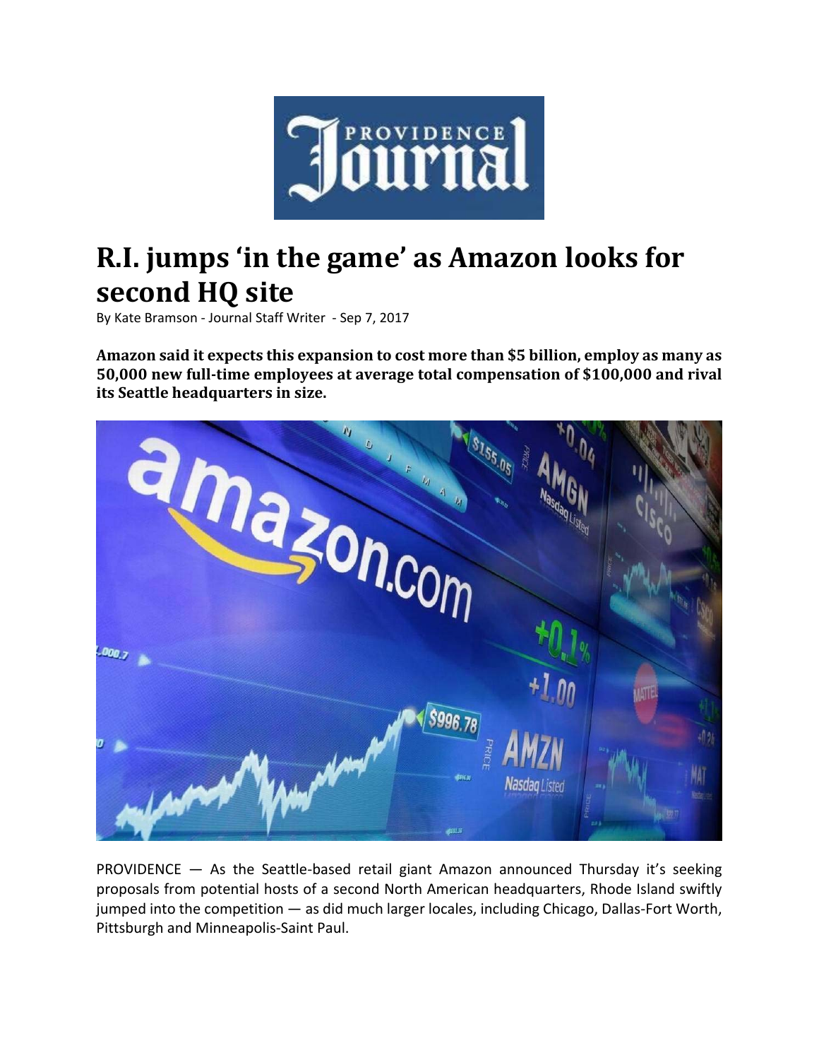Providence Journal

# R.I. jumps 'in the game' as Amazon looks for second HQ site

By Kate Bramson - Journal Staff Writer - Sep 7, 2017

**Amazon said it expects this expansion to cost more than $5 billion, employ as many as 50,000 new full-time employees at average total compensation of $100,000 and rival its Seattle headquarters in size.**

PROVIDENCE — As the Seattle-based retail giant Amazon announced Thursday it's seeking proposals from potential hosts of a second North American headquarters, Rhode Island swiftly jumped into the competition — as did much larger locales, including Chicago, Dallas-Fort Worth, Pittsburgh and Minneapolis-Saint Paul.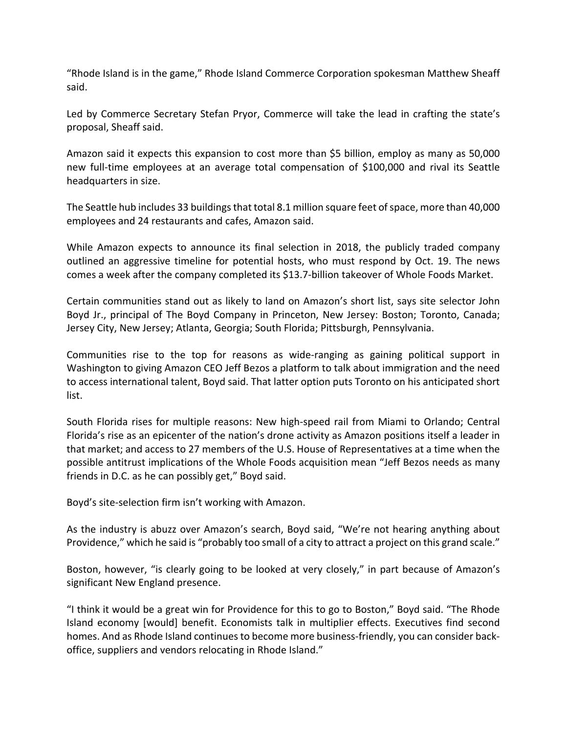"Rhode Island is in the game," Rhode Island Commerce Corporation spokesman Matthew Sheaff said.

Led by Commerce Secretary Stefan Pryor, Commerce will take the lead in crafting the state's proposal, Sheaff said.

Amazon said it expects this expansion to cost more than $5 billion, employ as many as 50,000 new full-time employees at an average total compensation of $100,000 and rival its Seattle headquarters in size.

The Seattle hub includes 33 buildings that total 8.1 million square feet of space, more than 40,000 employees and 24 restaurants and cafes, Amazon said.

While Amazon expects to announce its final selection in 2018, the publicly traded company outlined an aggressive timeline for potential hosts, who must respond by Oct. 19. The news comes a week after the company completed its $13.7-billion takeover of Whole Foods Market.

Certain communities stand out as likely to land on Amazon's short list, says site selector John Boyd Jr., principal of The Boyd Company in Princeton, New Jersey: Boston; Toronto, Canada; Jersey City, New Jersey; Atlanta, Georgia; South Florida; Pittsburgh, Pennsylvania.

Communities rise to the top for reasons as wide-ranging as gaining political support in Washington to giving Amazon CEO Jeff Bezos a platform to talk about immigration and the need to access international talent, Boyd said. That latter option puts Toronto on his anticipated short list.

South Florida rises for multiple reasons: New high-speed rail from Miami to Orlando; Central Florida's rise as an epicenter of the nation's drone activity as Amazon positions itself a leader in that market; and access to 27 members of the U.S. House of Representatives at a time when the possible antitrust implications of the Whole Foods acquisition mean "Jeff Bezos needs as many friends in D.C. as he can possibly get," Boyd said.

Boyd's site-selection firm isn't working with Amazon.

As the industry is abuzz over Amazon's search, Boyd said, "We're not hearing anything about Providence," which he said is "probably too small of a city to attract a project on this grand scale."

Boston, however, "is clearly going to be looked at very closely," in part because of Amazon's significant New England presence.

"I think it would be a great win for Providence for this to go to Boston," Boyd said. "The Rhode Island economy [would] benefit. Economists talk in multiplier effects. Executives find second homes. And as Rhode Island continues to become more business-friendly, you can consider back-office, suppliers and vendors relocating in Rhode Island."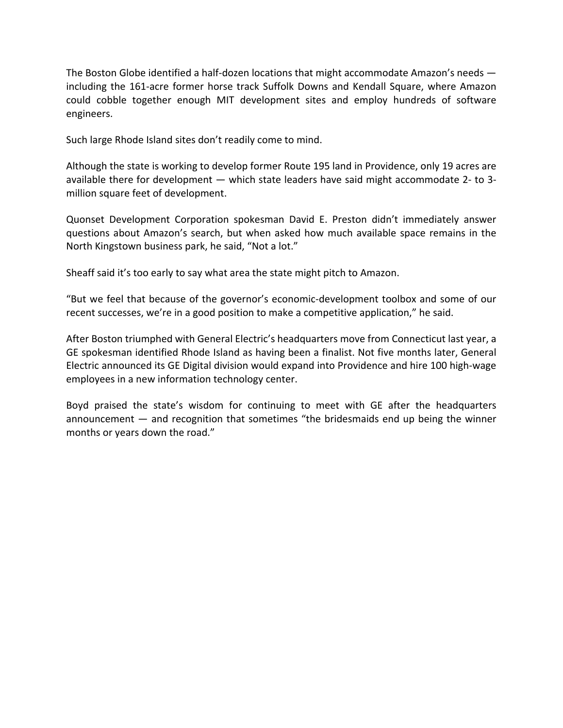The Boston Globe identified a half-dozen locations that might accommodate Amazon's needs — including the 161-acre former horse track Suffolk Downs and Kendall Square, where Amazon could cobble together enough MIT development sites and employ hundreds of software engineers.

Such large Rhode Island sites don't readily come to mind.

Although the state is working to develop former Route 195 land in Providence, only 19 acres are available there for development — which state leaders have said might accommodate 2- to 3-million square feet of development.

Quonset Development Corporation spokesman David E. Preston didn't immediately answer questions about Amazon's search, but when asked how much available space remains in the North Kingstown business park, he said, "Not a lot."

Sheaff said it's too early to say what area the state might pitch to Amazon.

"But we feel that because of the governor's economic-development toolbox and some of our recent successes, we're in a good position to make a competitive application," he said.

After Boston triumphed with General Electric's headquarters move from Connecticut last year, a GE spokesman identified Rhode Island as having been a finalist. Not five months later, General Electric announced its GE Digital division would expand into Providence and hire 100 high-wage employees in a new information technology center.

Boyd praised the state's wisdom for continuing to meet with GE after the headquarters announcement — and recognition that sometimes "the bridesmaids end up being the winner months or years down the road."